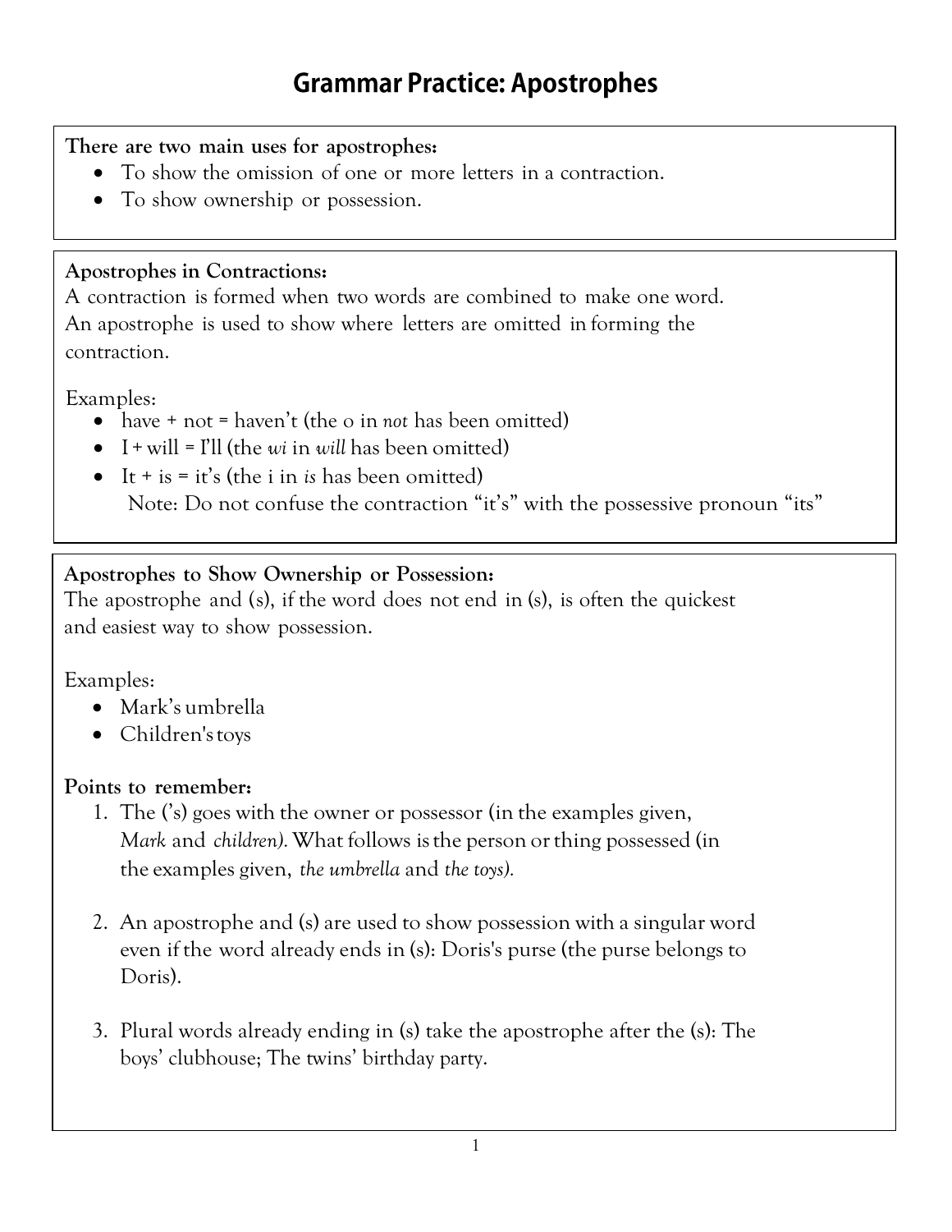# Grammar Practice: Apostrophes

**There are two main uses for apostrophes:**

- To show the omission of one or more letters in a contraction.
- To show ownership or possession.

**Apostrophes in Contractions:**

A contraction is formed when two words are combined to make one word. An apostrophe is used to show where letters are omitted in forming the contraction.

Examples:

- have + not = haven't (the o in *not* has been omitted)
- I + will = I'll (the *wi* in *will* has been omitted)
- It + is = it's (the i in *is* has been omitted)
  Note: Do not confuse the contraction "it's" with the possessive pronoun "its"

**Apostrophes to Show Ownership or Possession:**

The apostrophe and (s), if the word does not end in (s), is often the quickest and easiest way to show possession.

Examples:

- Mark's umbrella
- Children's toys

**Points to remember:**

1. The ('s) goes with the owner or possessor (in the examples given, *Mark* and *children).* What follows is the person or thing possessed (in the examples given, *the umbrella* and *the toys).*

2. An apostrophe and (s) are used to show possession with a singular word even if the word already ends in (s): Doris's purse (the purse belongs to Doris).

3. Plural words already ending in (s) take the apostrophe after the (s): The boys' clubhouse; The twins' birthday party.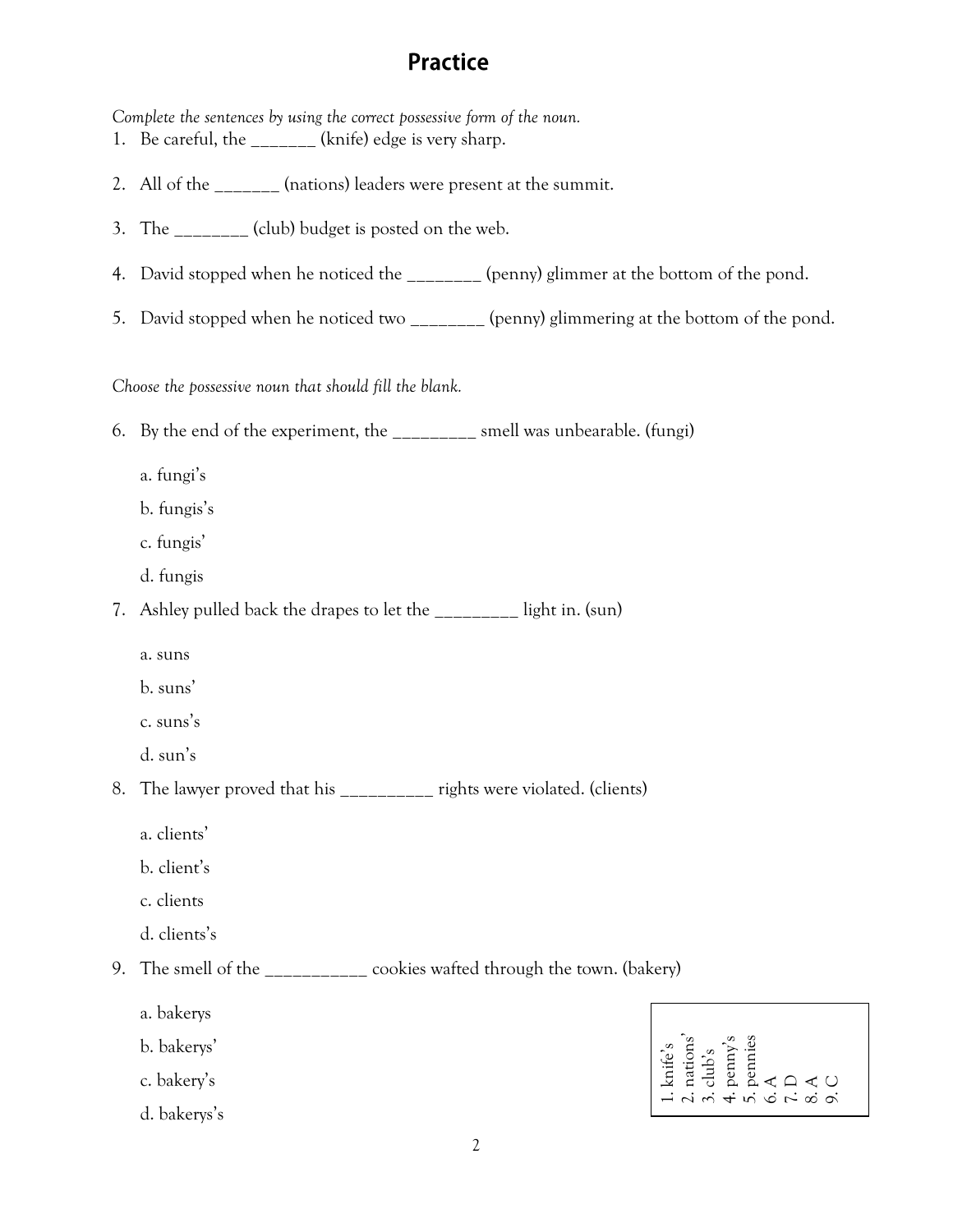# Practice

*Complete the sentences by using the correct possessive form of the noun.*

1. Be careful, the _______ (knife) edge is very sharp.
2. All of the _______ (nations) leaders were present at the summit.
3. The ________ (club) budget is posted on the web.
4. David stopped when he noticed the ________ (penny) glimmer at the bottom of the pond.
5. David stopped when he noticed two ________ (penny) glimmering at the bottom of the pond.

*Choose the possessive noun that should fill the blank.*

6. By the end of the experiment, the _________ smell was unbearable. (fungi)

   a. fungi's

   b. fungis's

   c. fungis'

   d. fungis

7. Ashley pulled back the drapes to let the _________ light in. (sun)

   a. suns

   b. suns'

   c. suns's

   d. sun's

8. The lawyer proved that his __________ rights were violated. (clients)

   a. clients'

   b. client's

   c. clients

   d. clients's

9. The smell of the ___________ cookies wafted through the town. (bakery)

   a. bakerys

   b. bakerys'

   c. bakery's

   d. bakerys's

1. knife's
2. nations'
3. club's
4. penny's
5. pennies
6. A
7. D
8. A
9. C